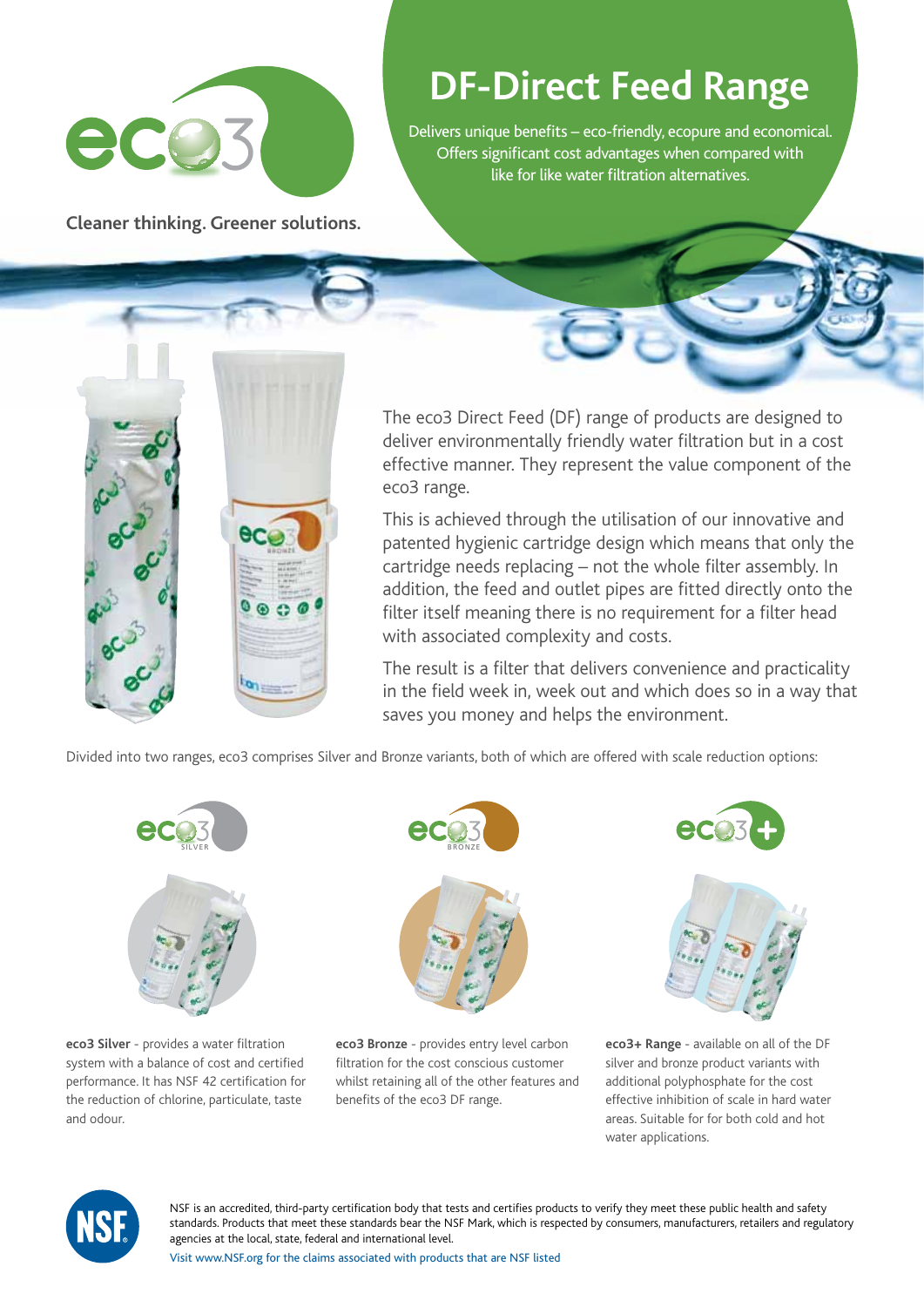Cleaner thinking. Greener solutions.

# DF-Direct Feed Range

Delivers unique benefits – eco-friendly, ecopure and economical. Offers significant cost advantages when compared with like for like water filtration alternatives.

The eco3 Direct Feed (DF) range of products are designed to deliver environmentally friendly water filtration but in a cost effective manner. They represent the value component of the eco3 range.

This is achieved through the utilisation of our innovative and patented hygienic cartridge design which means that only the cartridge needs replacing – not the whole filter assembly. In addition, the feed and outlet pipes are fitted directly onto the filter itself meaning there is no requirement for a filter head with associated complexity and costs.

The result is a filter that delivers convenience and practicality in the field week in, week out and which does so in a way that saves you money and helps the environment.

Divided into two ranges, eco3 comprises Silver and Bronze variants, both of which are offered with scale reduction options:

**eco3 Silver** - provides a water filtration system with a balance of cost and certified performance. It has NSF 42 certification for the reduction of chlorine, particulate, taste and odour.

**eco3 Bronze** - provides entry level carbon filtration for the cost conscious customer whilst retaining all of the other features and benefits of the eco3 DF range.

**eco3+ Range** - available on all of the DF silver and bronze product variants with additional polyphosphate for the cost effective inhibition of scale in hard water areas. Suitable for for both cold and hot water applications.

NSF is an accredited, third-party certification body that tests and certifies products to verify they meet these public health and safety standards. Products that meet these standards bear the NSF Mark, which is respected by consumers, manufacturers, retailers and regulatory agencies at the local, state, federal and international level.

Visit www.NSF.org for the claims associated with products that are NSF listed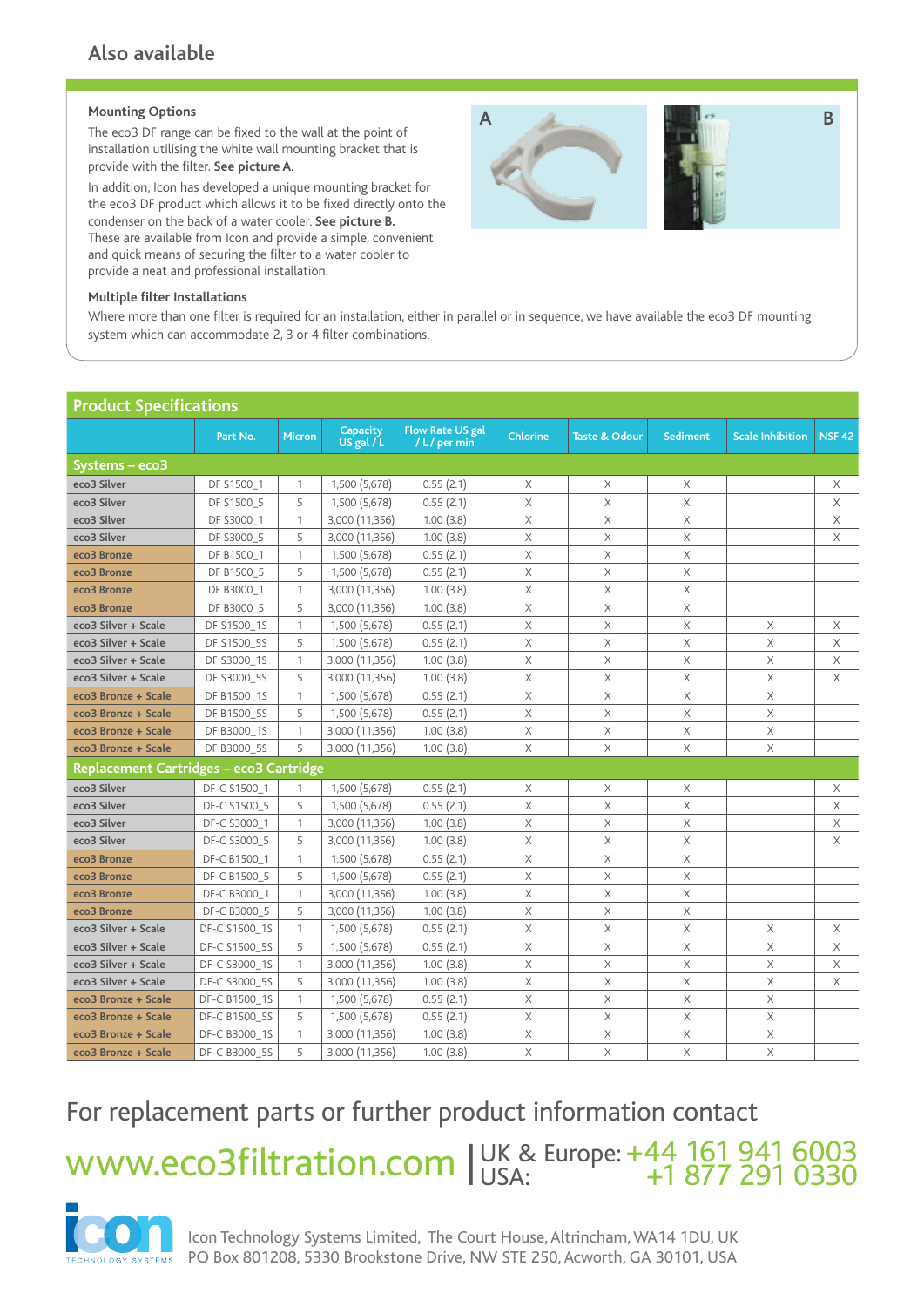## Also available

### Mounting Options

The eco3 DF range can be fixed to the wall at the point of installation utilising the white wall mounting bracket that is provide with the filter. **See picture A.**

In addition, Icon has developed a unique mounting bracket for the eco3 DF product which allows it to be fixed directly onto the condenser on the back of a water cooler. **See picture B.** These are available from Icon and provide a simple, convenient and quick means of securing the filter to a water cooler to provide a neat and professional installation.

A

B

### Multiple filter Installations

Where more than one filter is required for an installation, either in parallel or in sequence, we have available the eco3 DF mounting system which can accommodate 2, 3 or 4 filter combinations.

## Product Specifications

| | Part No. | Micron | Capacity US gal / L | Flow Rate US gal / L / per min | Chlorine | Taste & Odour | Sediment | Scale Inhibition | NSF 42 |
|---|---|---|---|---|---|---|---|---|---|
| **Systems – eco3** | | | | | | | | | |
| eco3 Silver | DF S1500_1 | 1 | 1,500 (5,678) | 0.55 (2.1) | X | X | X | | X |
| eco3 Silver | DF S1500_5 | 5 | 1,500 (5,678) | 0.55 (2.1) | X | X | X | | X |
| eco3 Silver | DF S3000_1 | 1 | 3,000 (11,356) | 1.00 (3.8) | X | X | X | | X |
| eco3 Silver | DF S3000_5 | 5 | 3,000 (11,356) | 1.00 (3.8) | X | X | X | | X |
| eco3 Bronze | DF B1500_1 | 1 | 1,500 (5,678) | 0.55 (2.1) | X | X | X | | |
| eco3 Bronze | DF B1500_5 | 5 | 1,500 (5,678) | 0.55 (2.1) | X | X | X | | |
| eco3 Bronze | DF B3000_1 | 1 | 3,000 (11,356) | 1.00 (3.8) | X | X | X | | |
| eco3 Bronze | DF B3000_5 | 5 | 3,000 (11,356) | 1.00 (3.8) | X | X | X | | |
| eco3 Silver + Scale | DF S1500_1S | 1 | 1,500 (5,678) | 0.55 (2.1) | X | X | X | X | X |
| eco3 Silver + Scale | DF S1500_5S | 5 | 1,500 (5,678) | 0.55 (2.1) | X | X | X | X | X |
| eco3 Silver + Scale | DF S3000_1S | 1 | 3,000 (11,356) | 1.00 (3.8) | X | X | X | X | X |
| eco3 Silver + Scale | DF S3000_5S | 5 | 3,000 (11,356) | 1.00 (3.8) | X | X | X | X | X |
| eco3 Bronze + Scale | DF B1500_1S | 1 | 1,500 (5,678) | 0.55 (2.1) | X | X | X | X | |
| eco3 Bronze + Scale | DF B1500_5S | 5 | 1,500 (5,678) | 0.55 (2.1) | X | X | X | X | |
| eco3 Bronze + Scale | DF B3000_1S | 1 | 3,000 (11,356) | 1.00 (3.8) | X | X | X | X | |
| eco3 Bronze + Scale | DF B3000_5S | 5 | 3,000 (11,356) | 1.00 (3.8) | X | X | X | X | |
| **Replacement Cartridges – eco3 Cartridge** | | | | | | | | | |
| eco3 Silver | DF-C S1500_1 | 1 | 1,500 (5,678) | 0.55 (2.1) | X | X | X | | X |
| eco3 Silver | DF-C S1500_5 | 5 | 1,500 (5,678) | 0.55 (2.1) | X | X | X | | X |
| eco3 Silver | DF-C S3000_1 | 1 | 3,000 (11,356) | 1.00 (3.8) | X | X | X | | X |
| eco3 Silver | DF-C S3000_5 | 5 | 3,000 (11,356) | 1.00 (3.8) | X | X | X | | X |
| eco3 Bronze | DF-C B1500_1 | 1 | 1,500 (5,678) | 0.55 (2.1) | X | X | X | | |
| eco3 Bronze | DF-C B1500_5 | 5 | 1,500 (5,678) | 0.55 (2.1) | X | X | X | | |
| eco3 Bronze | DF-C B3000_1 | 1 | 3,000 (11,356) | 1.00 (3.8) | X | X | X | | |
| eco3 Bronze | DF-C B3000_5 | 5 | 3,000 (11,356) | 1.00 (3.8) | X | X | X | | |
| eco3 Silver + Scale | DF-C S1500_1S | 1 | 1,500 (5,678) | 0.55 (2.1) | X | X | X | X | X |
| eco3 Silver + Scale | DF-C S1500_5S | 5 | 1,500 (5,678) | 0.55 (2.1) | X | X | X | X | X |
| eco3 Silver + Scale | DF-C S3000_1S | 1 | 3,000 (11,356) | 1.00 (3.8) | X | X | X | X | X |
| eco3 Silver + Scale | DF-C S3000_5S | 5 | 3,000 (11,356) | 1.00 (3.8) | X | X | X | X | X |
| eco3 Bronze + Scale | DF-C B1500_1S | 1 | 1,500 (5,678) | 0.55 (2.1) | X | X | X | X | |
| eco3 Bronze + Scale | DF-C B1500_5S | 5 | 1,500 (5,678) | 0.55 (2.1) | X | X | X | X | |
| eco3 Bronze + Scale | DF-C B3000_1S | 1 | 3,000 (11,356) | 1.00 (3.8) | X | X | X | X | |
| eco3 Bronze + Scale | DF-C B3000_5S | 5 | 3,000 (11,356) | 1.00 (3.8) | X | X | X | X | |

For replacement parts or further product information contact

www.eco3filtration.com | UK & Europe: +44 161 941 6003
USA: +1 877 291 0330

icon TECHNOLOGY SYSTEMS

Icon Technology Systems Limited, The Court House, Altrincham, WA14 1DU, UK
PO Box 801208, 5330 Brookstone Drive, NW STE 250, Acworth, GA 30101, USA